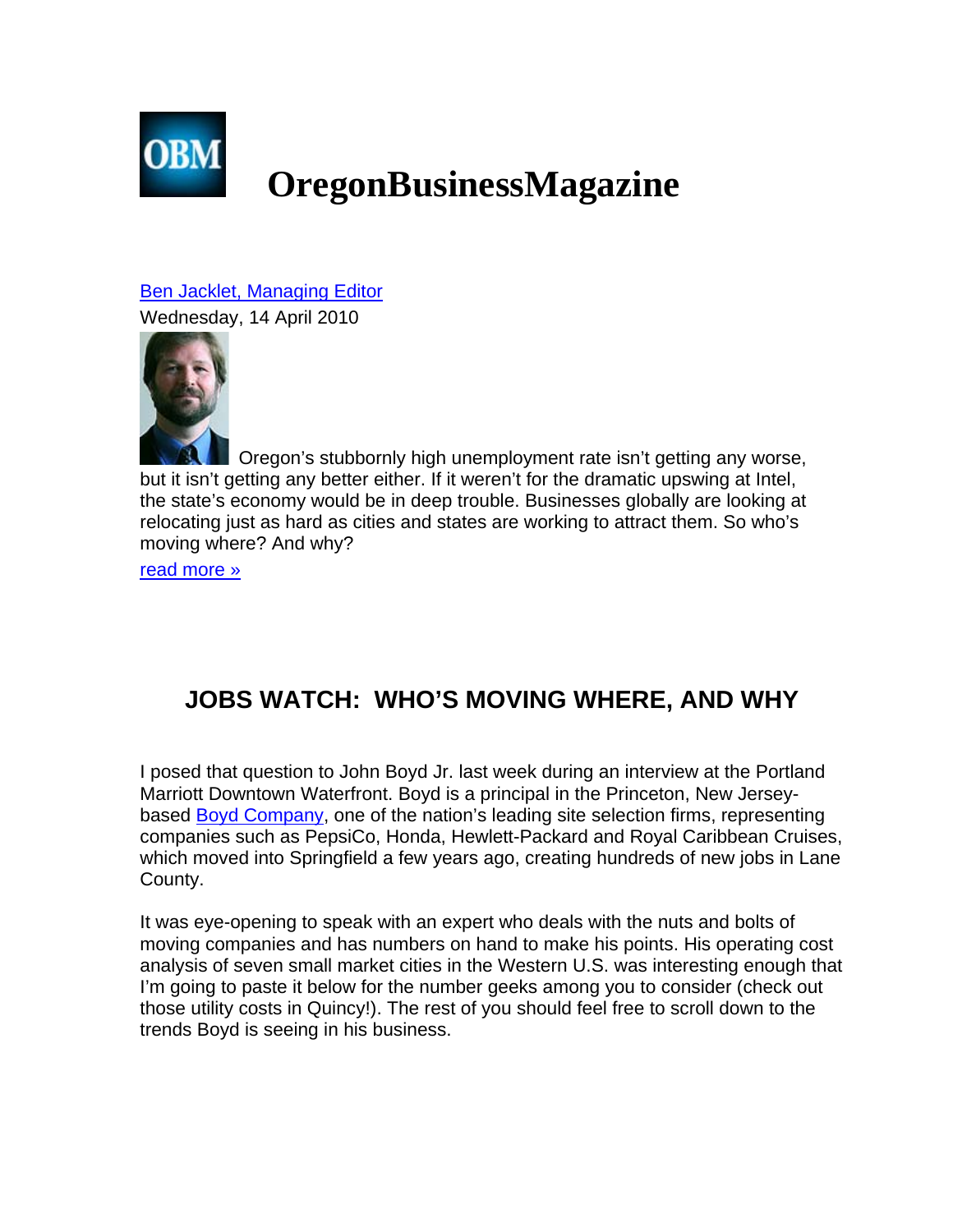# OregonBusinessMagazine

Ben Jacklet, Managing Editor
Wednesday, 14 April 2010

Oregon's stubbornly high unemployment rate isn't getting any worse, but it isn't getting any better either. If it weren't for the dramatic upswing at Intel, the state's economy would be in deep trouble. Businesses globally are looking at relocating just as hard as cities and states are working to attract them. So who's moving where? And why?

read more »

## JOBS WATCH: WHO'S MOVING WHERE, AND WHY

I posed that question to John Boyd Jr. last week during an interview at the Portland Marriott Downtown Waterfront. Boyd is a principal in the Princeton, New Jersey-based Boyd Company, one of the nation's leading site selection firms, representing companies such as PepsiCo, Honda, Hewlett-Packard and Royal Caribbean Cruises, which moved into Springfield a few years ago, creating hundreds of new jobs in Lane County.

It was eye-opening to speak with an expert who deals with the nuts and bolts of moving companies and has numbers on hand to make his points. His operating cost analysis of seven small market cities in the Western U.S. was interesting enough that I'm going to paste it below for the number geeks among you to consider (check out those utility costs in Quincy!). The rest of you should feel free to scroll down to the trends Boyd is seeing in his business.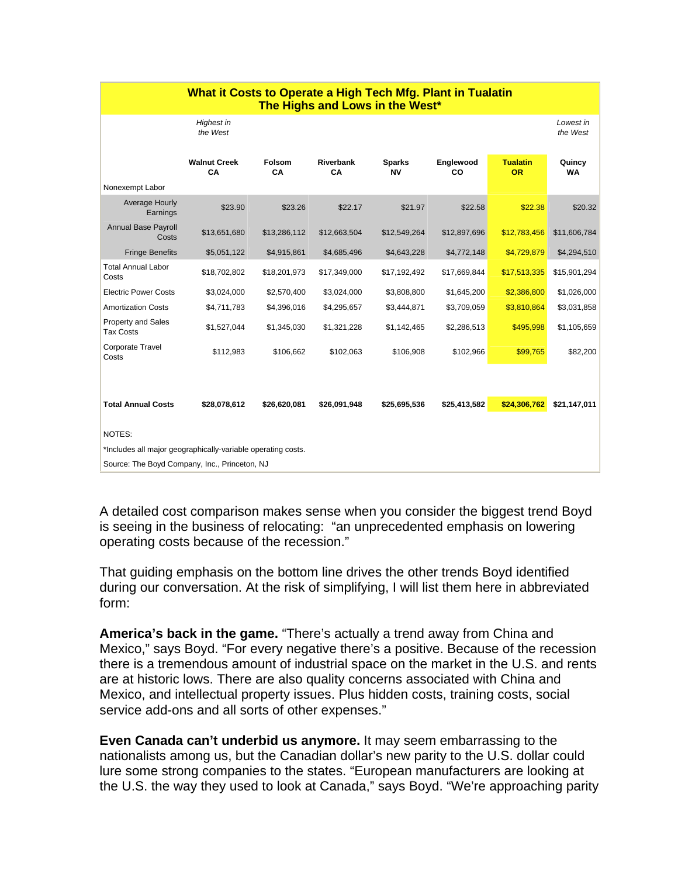| **What it Costs to Operate a High Tech Mfg. Plant in Tualatin The Highs and Lows in the West*** | | | | | | | |
|---|---|---|---|---|---|---|---|
| | *Highest in the West* | | | | | | *Lowest in the West* |
| | **Walnut Creek CA** | **Folsom CA** | **Riverbank CA** | **Sparks NV** | **Englewood CO** | **Tualatin OR** | **Quincy WA** |
| Nonexempt Labor | | | | | | | |
| Average Hourly Earnings | $23.90 | $23.26 | $22.17 | $21.97 | $22.58 | $22.38 | $20.32 |
| Annual Base Payroll Costs | $13,651,680 | $13,286,112 | $12,663,504 | $12,549,264 | $12,897,696 | $12,783,456 | $11,606,784 |
| Fringe Benefits | $5,051,122 | $4,915,861 | $4,685,496 | $4,643,228 | $4,772,148 | $4,729,879 | $4,294,510 |
| Total Annual Labor Costs | $18,702,802 | $18,201,973 | $17,349,000 | $17,192,492 | $17,669,844 | $17,513,335 | $15,901,294 |
| Electric Power Costs | $3,024,000 | $2,570,400 | $3,024,000 | $3,808,800 | $1,645,200 | $2,386,800 | $1,026,000 |
| Amortization Costs | $4,711,783 | $4,396,016 | $4,295,657 | $3,444,871 | $3,709,059 | $3,810,864 | $3,031,858 |
| Property and Sales Tax Costs | $1,527,044 | $1,345,030 | $1,321,228 | $1,142,465 | $2,286,513 | $495,998 | $1,105,659 |
| Corporate Travel Costs | $112,983 | $106,662 | $102,063 | $106,908 | $102,966 | $99,765 | $82,200 |
| **Total Annual Costs** | **$28,078,612** | **$26,620,081** | **$26,091,948** | **$25,695,536** | **$25,413,582** | **$24,306,762** | **$21,147,011** |

NOTES:

*Includes all major geographically-variable operating costs.

Source: The Boyd Company, Inc., Princeton, NJ

A detailed cost comparison makes sense when you consider the biggest trend Boyd is seeing in the business of relocating: "an unprecedented emphasis on lowering operating costs because of the recession."

That guiding emphasis on the bottom line drives the other trends Boyd identified during our conversation. At the risk of simplifying, I will list them here in abbreviated form:

**America's back in the game.** "There's actually a trend away from China and Mexico," says Boyd. "For every negative there's a positive. Because of the recession there is a tremendous amount of industrial space on the market in the U.S. and rents are at historic lows. There are also quality concerns associated with China and Mexico, and intellectual property issues. Plus hidden costs, training costs, social service add-ons and all sorts of other expenses."

**Even Canada can't underbid us anymore.** It may seem embarrassing to the nationalists among us, but the Canadian dollar's new parity to the U.S. dollar could lure some strong companies to the states. "European manufacturers are looking at the U.S. the way they used to look at Canada," says Boyd. "We're approaching parity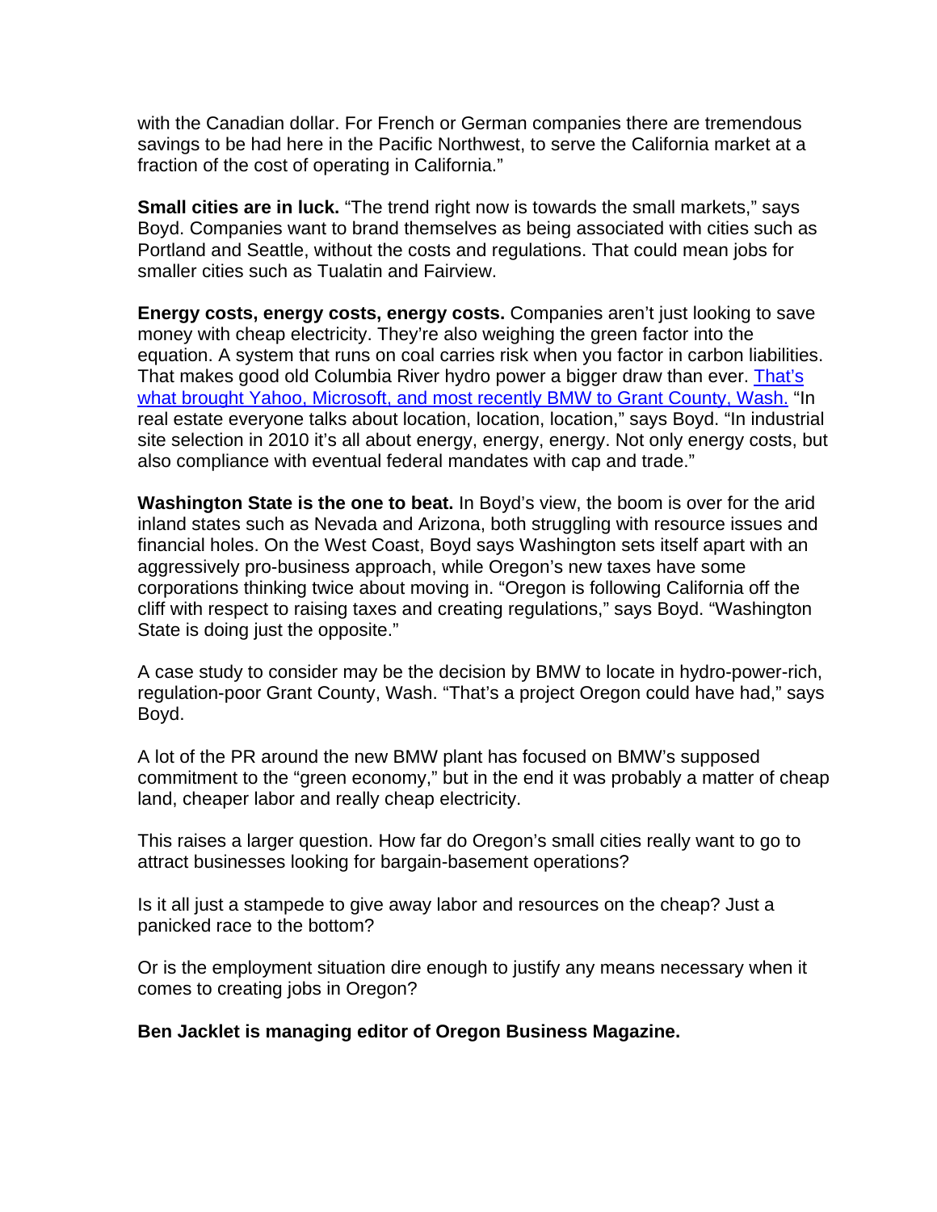with the Canadian dollar. For French or German companies there are tremendous savings to be had here in the Pacific Northwest, to serve the California market at a fraction of the cost of operating in California."

**Small cities are in luck.** "The trend right now is towards the small markets," says Boyd. Companies want to brand themselves as being associated with cities such as Portland and Seattle, without the costs and regulations. That could mean jobs for smaller cities such as Tualatin and Fairview.

**Energy costs, energy costs, energy costs.** Companies aren't just looking to save money with cheap electricity. They're also weighing the green factor into the equation. A system that runs on coal carries risk when you factor in carbon liabilities. That makes good old Columbia River hydro power a bigger draw than ever. That's what brought Yahoo, Microsoft, and most recently BMW to Grant County, Wash. "In real estate everyone talks about location, location, location," says Boyd. "In industrial site selection in 2010 it's all about energy, energy, energy. Not only energy costs, but also compliance with eventual federal mandates with cap and trade."

**Washington State is the one to beat.** In Boyd's view, the boom is over for the arid inland states such as Nevada and Arizona, both struggling with resource issues and financial holes. On the West Coast, Boyd says Washington sets itself apart with an aggressively pro-business approach, while Oregon's new taxes have some corporations thinking twice about moving in. "Oregon is following California off the cliff with respect to raising taxes and creating regulations," says Boyd. "Washington State is doing just the opposite."

A case study to consider may be the decision by BMW to locate in hydro-power-rich, regulation-poor Grant County, Wash. "That's a project Oregon could have had," says Boyd.

A lot of the PR around the new BMW plant has focused on BMW's supposed commitment to the "green economy," but in the end it was probably a matter of cheap land, cheaper labor and really cheap electricity.

This raises a larger question. How far do Oregon's small cities really want to go to attract businesses looking for bargain-basement operations?

Is it all just a stampede to give away labor and resources on the cheap? Just a panicked race to the bottom?

Or is the employment situation dire enough to justify any means necessary when it comes to creating jobs in Oregon?

**Ben Jacklet is managing editor of Oregon Business Magazine.**